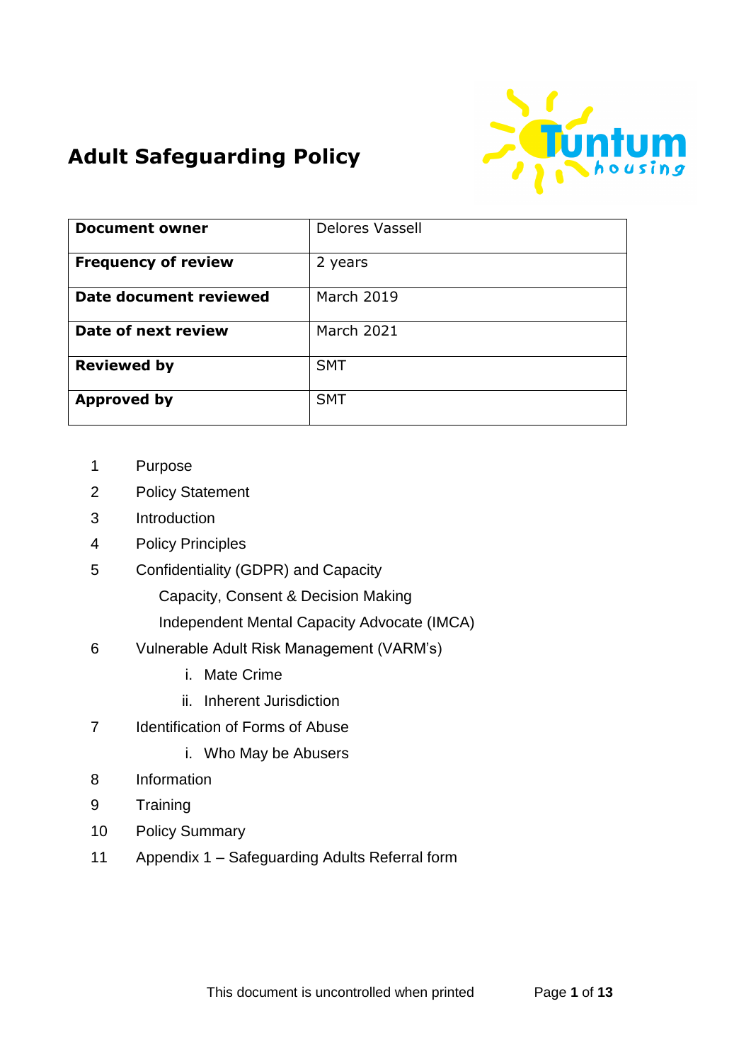# Adult Safeguarding Policy

| | |
|---|---|
| **Document owner** | Delores Vassell |
| **Frequency of review** | 2 years |
| **Date document reviewed** | March 2019 |
| **Date of next review** | March 2021 |
| **Reviewed by** | SMT |
| **Approved by** | SMT |

1. Purpose
2. Policy Statement
3. Introduction
4. Policy Principles
5. Confidentiality (GDPR) and Capacity
   - Capacity, Consent & Decision Making
   - Independent Mental Capacity Advocate (IMCA)
6. Vulnerable Adult Risk Management (VARM's)
   - i. Mate Crime
   - ii. Inherent Jurisdiction
7. Identification of Forms of Abuse
   - i. Who May be Abusers
8. Information
9. Training
10. Policy Summary
11. Appendix 1 – Safeguarding Adults Referral form

This document is uncontrolled when printed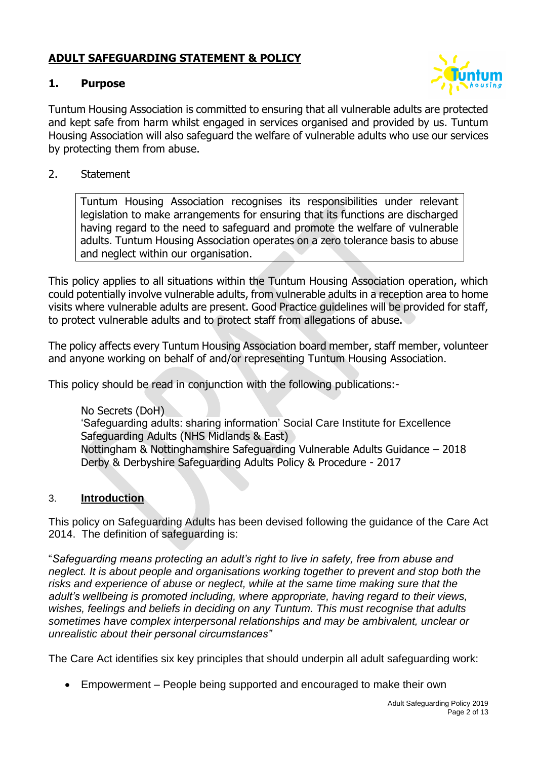## ADULT SAFEGUARDING STATEMENT & POLICY

### 1. Purpose

Tuntum Housing Association is committed to ensuring that all vulnerable adults are protected and kept safe from harm whilst engaged in services organised and provided by us. Tuntum Housing Association will also safeguard the welfare of vulnerable adults who use our services by protecting them from abuse.

### 2. Statement

> Tuntum Housing Association recognises its responsibilities under relevant legislation to make arrangements for ensuring that its functions are discharged having regard to the need to safeguard and promote the welfare of vulnerable adults. Tuntum Housing Association operates on a zero tolerance basis to abuse and neglect within our organisation.

This policy applies to all situations within the Tuntum Housing Association operation, which could potentially involve vulnerable adults, from vulnerable adults in a reception area to home visits where vulnerable adults are present. Good Practice guidelines will be provided for staff, to protect vulnerable adults and to protect staff from allegations of abuse.

The policy affects every Tuntum Housing Association board member, staff member, volunteer and anyone working on behalf of and/or representing Tuntum Housing Association.

This policy should be read in conjunction with the following publications:-

No Secrets (DoH)
'Safeguarding adults: sharing information' Social Care Institute for Excellence
Safeguarding Adults (NHS Midlands & East)
Nottingham & Nottinghamshire Safeguarding Vulnerable Adults Guidance – 2018
Derby & Derbyshire Safeguarding Adults Policy & Procedure - 2017

### 3. Introduction

This policy on Safeguarding Adults has been devised following the guidance of the Care Act 2014. The definition of safeguarding is:

"*Safeguarding means protecting an adult's right to live in safety, free from abuse and neglect. It is about people and organisations working together to prevent and stop both the risks and experience of abuse or neglect, while at the same time making sure that the adult's wellbeing is promoted including, where appropriate, having regard to their views, wishes, feelings and beliefs in deciding on any Tuntum. This must recognise that adults sometimes have complex interpersonal relationships and may be ambivalent, unclear or unrealistic about their personal circumstances"*

The Care Act identifies six key principles that should underpin all adult safeguarding work:

- Empowerment – People being supported and encouraged to make their own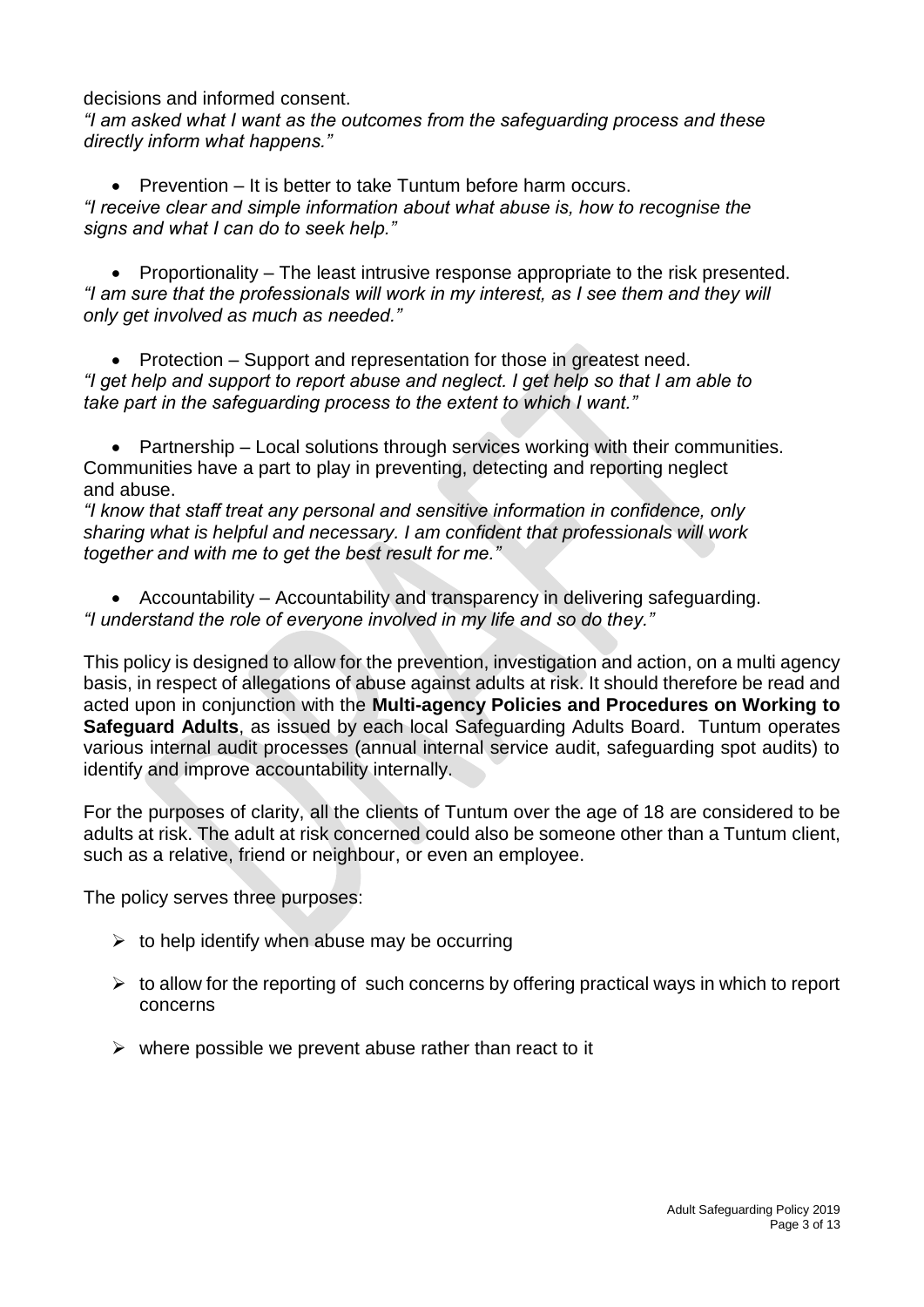decisions and informed consent.
*"I am asked what I want as the outcomes from the safeguarding process and these directly inform what happens."*

- Prevention – It is better to take Tuntum before harm occurs.

*"I receive clear and simple information about what abuse is, how to recognise the signs and what I can do to seek help."*

- Proportionality – The least intrusive response appropriate to the risk presented.

*"I am sure that the professionals will work in my interest, as I see them and they will only get involved as much as needed."*

- Protection – Support and representation for those in greatest need.

*"I get help and support to report abuse and neglect. I get help so that I am able to take part in the safeguarding process to the extent to which I want."*

- Partnership – Local solutions through services working with their communities.

Communities have a part to play in preventing, detecting and reporting neglect and abuse.
*"I know that staff treat any personal and sensitive information in confidence, only sharing what is helpful and necessary. I am confident that professionals will work together and with me to get the best result for me."*

- Accountability – Accountability and transparency in delivering safeguarding.

*"I understand the role of everyone involved in my life and so do they."*

This policy is designed to allow for the prevention, investigation and action, on a multi agency basis, in respect of allegations of abuse against adults at risk. It should therefore be read and acted upon in conjunction with the **Multi-agency Policies and Procedures on Working to Safeguard Adults**, as issued by each local Safeguarding Adults Board. Tuntum operates various internal audit processes (annual internal service audit, safeguarding spot audits) to identify and improve accountability internally.

For the purposes of clarity, all the clients of Tuntum over the age of 18 are considered to be adults at risk. The adult at risk concerned could also be someone other than a Tuntum client, such as a relative, friend or neighbour, or even an employee.

The policy serves three purposes:

- to help identify when abuse may be occurring
- to allow for the reporting of such concerns by offering practical ways in which to report concerns
- where possible we prevent abuse rather than react to it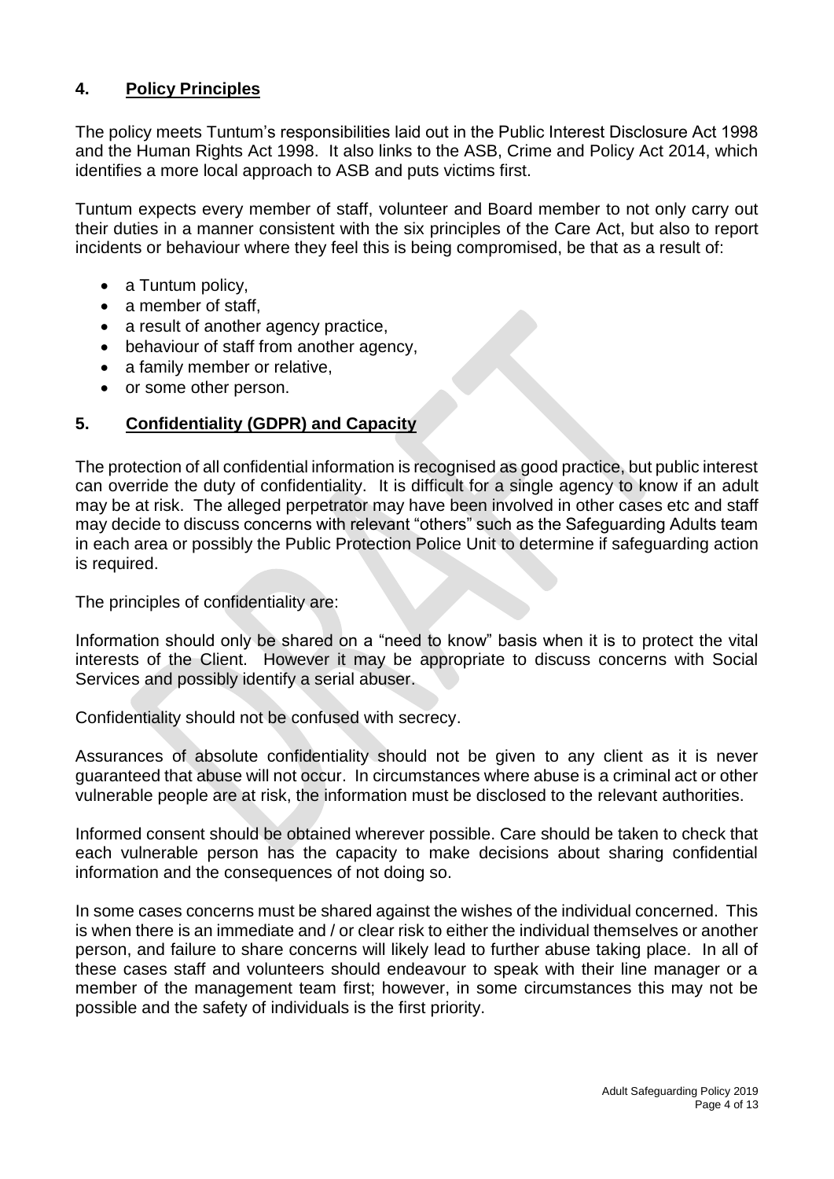## 4. Policy Principles

The policy meets Tuntum's responsibilities laid out in the Public Interest Disclosure Act 1998 and the Human Rights Act 1998. It also links to the ASB, Crime and Policy Act 2014, which identifies a more local approach to ASB and puts victims first.

Tuntum expects every member of staff, volunteer and Board member to not only carry out their duties in a manner consistent with the six principles of the Care Act, but also to report incidents or behaviour where they feel this is being compromised, be that as a result of:

- a Tuntum policy,
- a member of staff,
- a result of another agency practice,
- behaviour of staff from another agency,
- a family member or relative,
- or some other person.

## 5. Confidentiality (GDPR) and Capacity

The protection of all confidential information is recognised as good practice, but public interest can override the duty of confidentiality. It is difficult for a single agency to know if an adult may be at risk. The alleged perpetrator may have been involved in other cases etc and staff may decide to discuss concerns with relevant "others" such as the Safeguarding Adults team in each area or possibly the Public Protection Police Unit to determine if safeguarding action is required.

The principles of confidentiality are:

Information should only be shared on a "need to know" basis when it is to protect the vital interests of the Client. However it may be appropriate to discuss concerns with Social Services and possibly identify a serial abuser.

Confidentiality should not be confused with secrecy.

Assurances of absolute confidentiality should not be given to any client as it is never guaranteed that abuse will not occur. In circumstances where abuse is a criminal act or other vulnerable people are at risk, the information must be disclosed to the relevant authorities.

Informed consent should be obtained wherever possible. Care should be taken to check that each vulnerable person has the capacity to make decisions about sharing confidential information and the consequences of not doing so.

In some cases concerns must be shared against the wishes of the individual concerned. This is when there is an immediate and / or clear risk to either the individual themselves or another person, and failure to share concerns will likely lead to further abuse taking place. In all of these cases staff and volunteers should endeavour to speak with their line manager or a member of the management team first; however, in some circumstances this may not be possible and the safety of individuals is the first priority.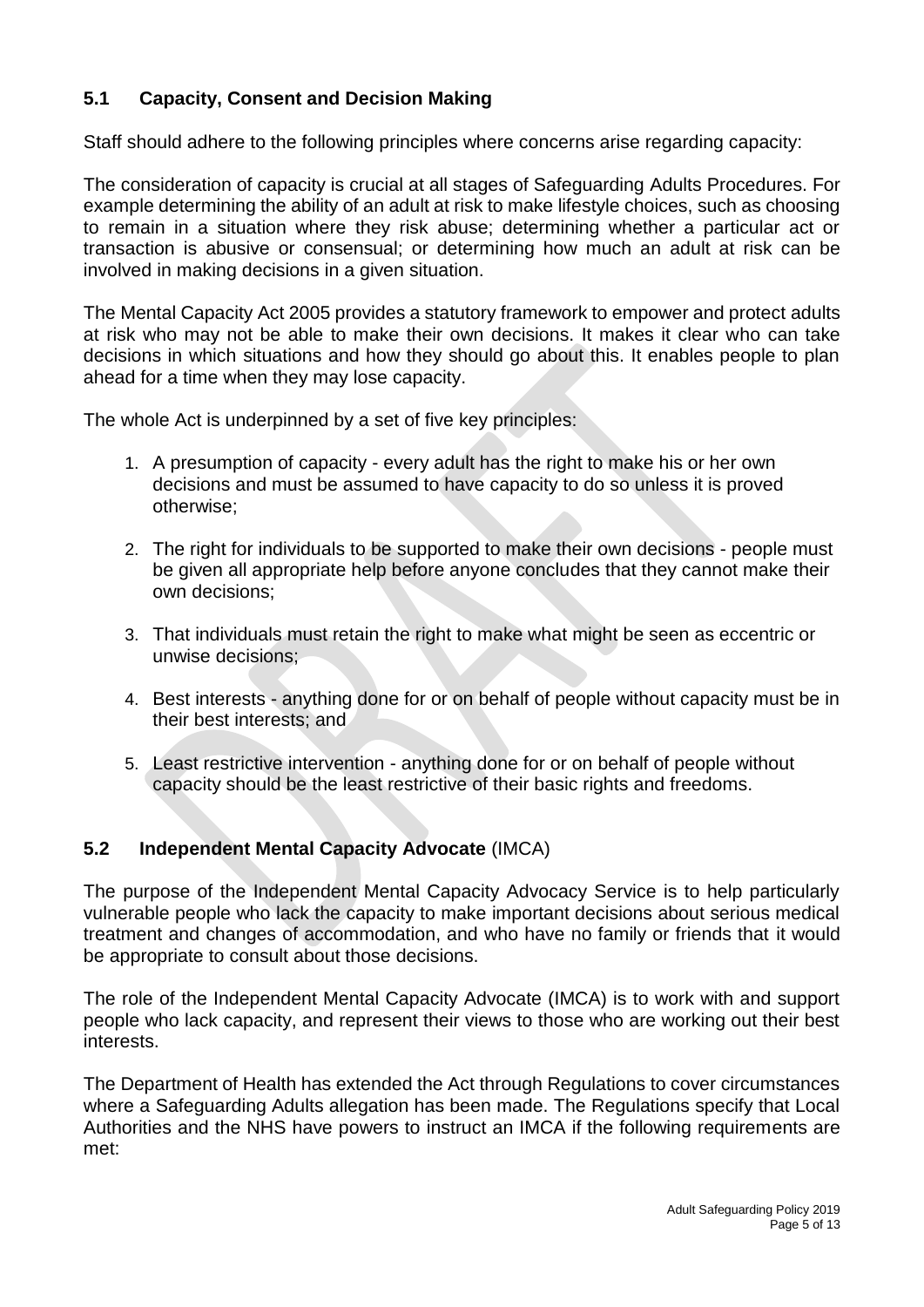## 5.1 Capacity, Consent and Decision Making

Staff should adhere to the following principles where concerns arise regarding capacity:

The consideration of capacity is crucial at all stages of Safeguarding Adults Procedures. For example determining the ability of an adult at risk to make lifestyle choices, such as choosing to remain in a situation where they risk abuse; determining whether a particular act or transaction is abusive or consensual; or determining how much an adult at risk can be involved in making decisions in a given situation.

The Mental Capacity Act 2005 provides a statutory framework to empower and protect adults at risk who may not be able to make their own decisions. It makes it clear who can take decisions in which situations and how they should go about this. It enables people to plan ahead for a time when they may lose capacity.

The whole Act is underpinned by a set of five key principles:

1. A presumption of capacity - every adult has the right to make his or her own decisions and must be assumed to have capacity to do so unless it is proved otherwise;
2. The right for individuals to be supported to make their own decisions - people must be given all appropriate help before anyone concludes that they cannot make their own decisions;
3. That individuals must retain the right to make what might be seen as eccentric or unwise decisions;
4. Best interests - anything done for or on behalf of people without capacity must be in their best interests; and
5. Least restrictive intervention - anything done for or on behalf of people without capacity should be the least restrictive of their basic rights and freedoms.

## 5.2 Independent Mental Capacity Advocate (IMCA)

The purpose of the Independent Mental Capacity Advocacy Service is to help particularly vulnerable people who lack the capacity to make important decisions about serious medical treatment and changes of accommodation, and who have no family or friends that it would be appropriate to consult about those decisions.

The role of the Independent Mental Capacity Advocate (IMCA) is to work with and support people who lack capacity, and represent their views to those who are working out their best interests.

The Department of Health has extended the Act through Regulations to cover circumstances where a Safeguarding Adults allegation has been made. The Regulations specify that Local Authorities and the NHS have powers to instruct an IMCA if the following requirements are met: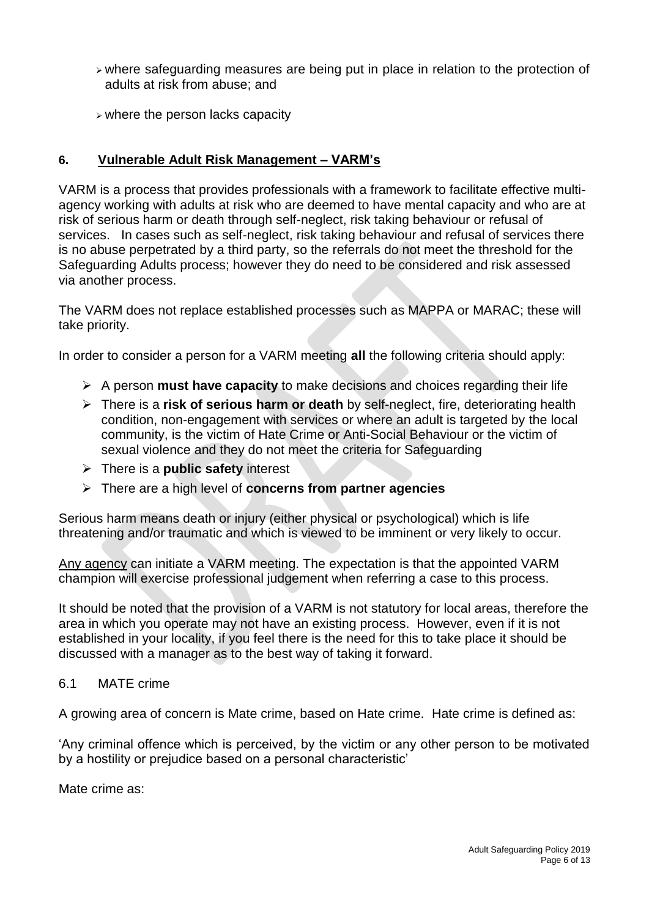- where safeguarding measures are being put in place in relation to the protection of adults at risk from abuse; and
- where the person lacks capacity

## 6. Vulnerable Adult Risk Management – VARM's

VARM is a process that provides professionals with a framework to facilitate effective multi-agency working with adults at risk who are deemed to have mental capacity and who are at risk of serious harm or death through self-neglect, risk taking behaviour or refusal of services. In cases such as self-neglect, risk taking behaviour and refusal of services there is no abuse perpetrated by a third party, so the referrals do not meet the threshold for the Safeguarding Adults process; however they do need to be considered and risk assessed via another process.

The VARM does not replace established processes such as MAPPA or MARAC; these will take priority.

In order to consider a person for a VARM meeting **all** the following criteria should apply:

- A person **must have capacity** to make decisions and choices regarding their life
- There is a **risk of serious harm or death** by self-neglect, fire, deteriorating health condition, non-engagement with services or where an adult is targeted by the local community, is the victim of Hate Crime or Anti-Social Behaviour or the victim of sexual violence and they do not meet the criteria for Safeguarding
- There is a **public safety** interest
- There are a high level of **concerns from partner agencies**

Serious harm means death or injury (either physical or psychological) which is life threatening and/or traumatic and which is viewed to be imminent or very likely to occur.

Any agency can initiate a VARM meeting. The expectation is that the appointed VARM champion will exercise professional judgement when referring a case to this process.

It should be noted that the provision of a VARM is not statutory for local areas, therefore the area in which you operate may not have an existing process. However, even if it is not established in your locality, if you feel there is the need for this to take place it should be discussed with a manager as to the best way of taking it forward.

### 6.1 MATE crime

A growing area of concern is Mate crime, based on Hate crime. Hate crime is defined as:

'Any criminal offence which is perceived, by the victim or any other person to be motivated by a hostility or prejudice based on a personal characteristic'

Mate crime as: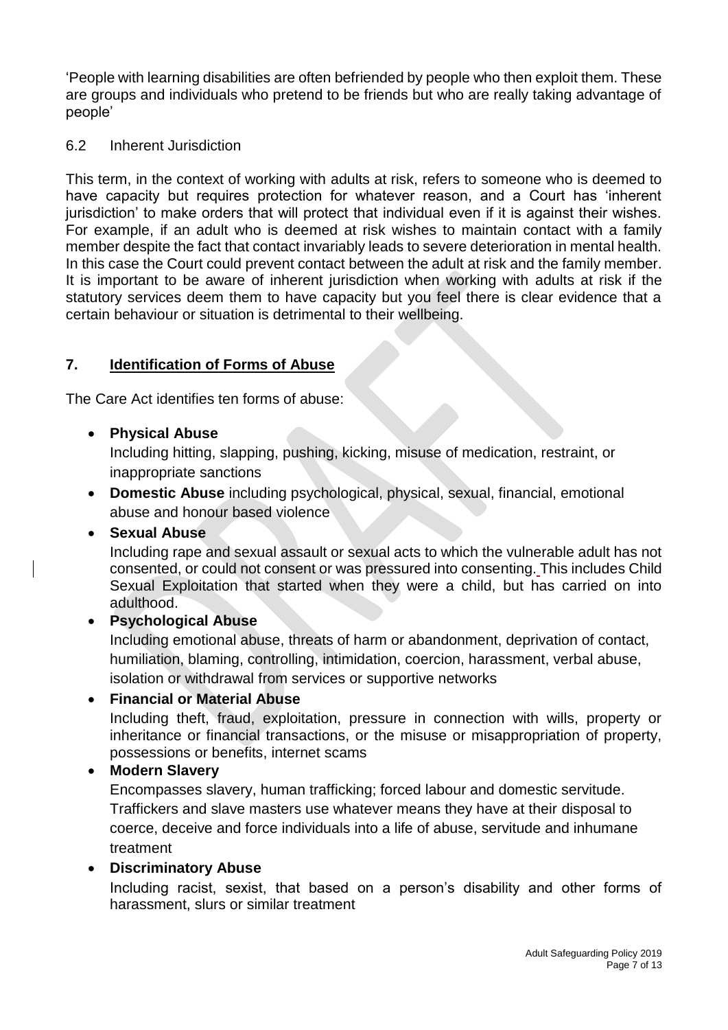'People with learning disabilities are often befriended by people who then exploit them. These are groups and individuals who pretend to be friends but who are really taking advantage of people'

### 6.2 Inherent Jurisdiction

This term, in the context of working with adults at risk, refers to someone who is deemed to have capacity but requires protection for whatever reason, and a Court has 'inherent jurisdiction' to make orders that will protect that individual even if it is against their wishes. For example, if an adult who is deemed at risk wishes to maintain contact with a family member despite the fact that contact invariably leads to severe deterioration in mental health. In this case the Court could prevent contact between the adult at risk and the family member. It is important to be aware of inherent jurisdiction when working with adults at risk if the statutory services deem them to have capacity but you feel there is clear evidence that a certain behaviour or situation is detrimental to their wellbeing.

## 7. Identification of Forms of Abuse

The Care Act identifies ten forms of abuse:

- **Physical Abuse**
  Including hitting, slapping, pushing, kicking, misuse of medication, restraint, or inappropriate sanctions
- **Domestic Abuse** including psychological, physical, sexual, financial, emotional abuse and honour based violence
- **Sexual Abuse**
  Including rape and sexual assault or sexual acts to which the vulnerable adult has not consented, or could not consent or was pressured into consenting. This includes Child Sexual Exploitation that started when they were a child, but has carried on into adulthood.
- **Psychological Abuse**
  Including emotional abuse, threats of harm or abandonment, deprivation of contact, humiliation, blaming, controlling, intimidation, coercion, harassment, verbal abuse, isolation or withdrawal from services or supportive networks
- **Financial or Material Abuse**
  Including theft, fraud, exploitation, pressure in connection with wills, property or inheritance or financial transactions, or the misuse or misappropriation of property, possessions or benefits, internet scams
- **Modern Slavery**
  Encompasses slavery, human trafficking; forced labour and domestic servitude. Traffickers and slave masters use whatever means they have at their disposal to coerce, deceive and force individuals into a life of abuse, servitude and inhumane treatment
- **Discriminatory Abuse**
  Including racist, sexist, that based on a person's disability and other forms of harassment, slurs or similar treatment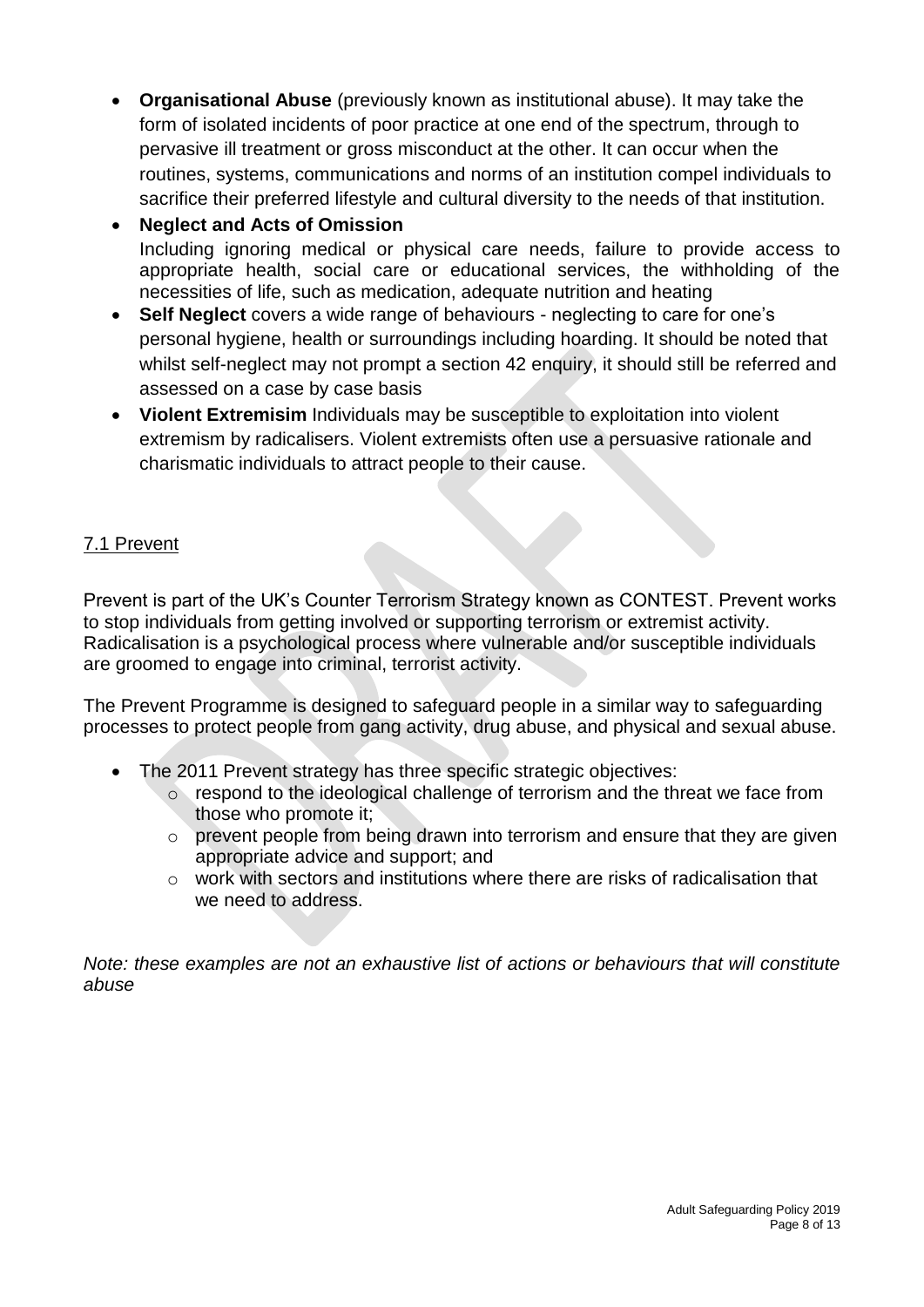- **Organisational Abuse** (previously known as institutional abuse). It may take the form of isolated incidents of poor practice at one end of the spectrum, through to pervasive ill treatment or gross misconduct at the other. It can occur when the routines, systems, communications and norms of an institution compel individuals to sacrifice their preferred lifestyle and cultural diversity to the needs of that institution.
- **Neglect and Acts of Omission**
  Including ignoring medical or physical care needs, failure to provide access to appropriate health, social care or educational services, the withholding of the necessities of life, such as medication, adequate nutrition and heating
- **Self Neglect** covers a wide range of behaviours - neglecting to care for one's personal hygiene, health or surroundings including hoarding. It should be noted that whilst self-neglect may not prompt a section 42 enquiry, it should still be referred and assessed on a case by case basis
- **Violent Extremisim** Individuals may be susceptible to exploitation into violent extremism by radicalisers. Violent extremists often use a persuasive rationale and charismatic individuals to attract people to their cause.

## 7.1 Prevent

Prevent is part of the UK's Counter Terrorism Strategy known as CONTEST. Prevent works to stop individuals from getting involved or supporting terrorism or extremist activity. Radicalisation is a psychological process where vulnerable and/or susceptible individuals are groomed to engage into criminal, terrorist activity.

The Prevent Programme is designed to safeguard people in a similar way to safeguarding processes to protect people from gang activity, drug abuse, and physical and sexual abuse.

- The 2011 Prevent strategy has three specific strategic objectives:
  - respond to the ideological challenge of terrorism and the threat we face from those who promote it;
  - prevent people from being drawn into terrorism and ensure that they are given appropriate advice and support; and
  - work with sectors and institutions where there are risks of radicalisation that we need to address.

*Note: these examples are not an exhaustive list of actions or behaviours that will constitute abuse*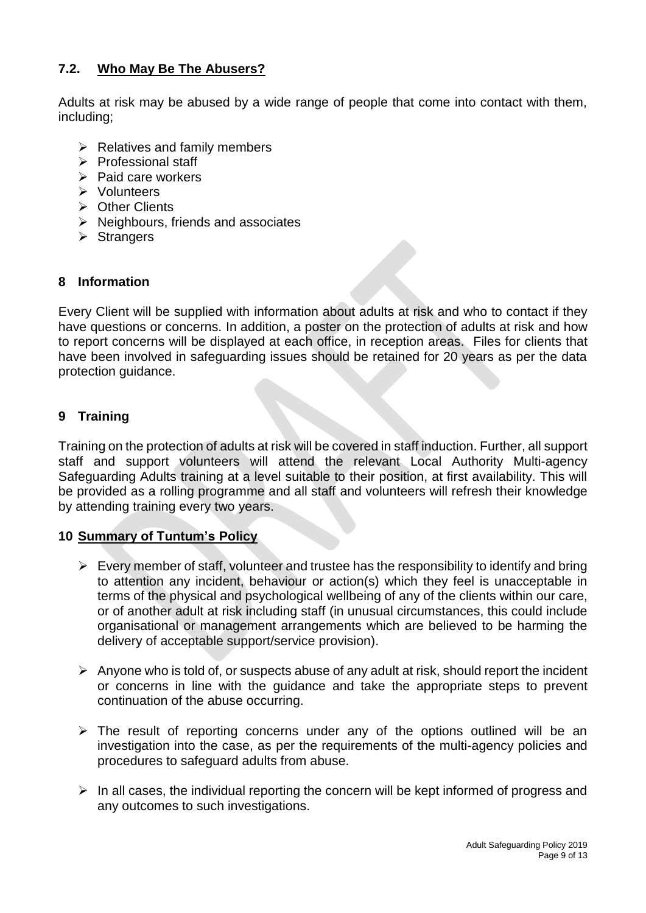### 7.2. Who May Be The Abusers?

Adults at risk may be abused by a wide range of people that come into contact with them, including;

- Relatives and family members
- Professional staff
- Paid care workers
- Volunteers
- Other Clients
- Neighbours, friends and associates
- Strangers

## 8 Information

Every Client will be supplied with information about adults at risk and who to contact if they have questions or concerns. In addition, a poster on the protection of adults at risk and how to report concerns will be displayed at each office, in reception areas. Files for clients that have been involved in safeguarding issues should be retained for 20 years as per the data protection guidance.

## 9 Training

Training on the protection of adults at risk will be covered in staff induction. Further, all support staff and support volunteers will attend the relevant Local Authority Multi-agency Safeguarding Adults training at a level suitable to their position, at first availability. This will be provided as a rolling programme and all staff and volunteers will refresh their knowledge by attending training every two years.

## 10 Summary of Tuntum's Policy

- Every member of staff, volunteer and trustee has the responsibility to identify and bring to attention any incident, behaviour or action(s) which they feel is unacceptable in terms of the physical and psychological wellbeing of any of the clients within our care, or of another adult at risk including staff (in unusual circumstances, this could include organisational or management arrangements which are believed to be harming the delivery of acceptable support/service provision).

- Anyone who is told of, or suspects abuse of any adult at risk, should report the incident or concerns in line with the guidance and take the appropriate steps to prevent continuation of the abuse occurring.

- The result of reporting concerns under any of the options outlined will be an investigation into the case, as per the requirements of the multi-agency policies and procedures to safeguard adults from abuse.

- In all cases, the individual reporting the concern will be kept informed of progress and any outcomes to such investigations.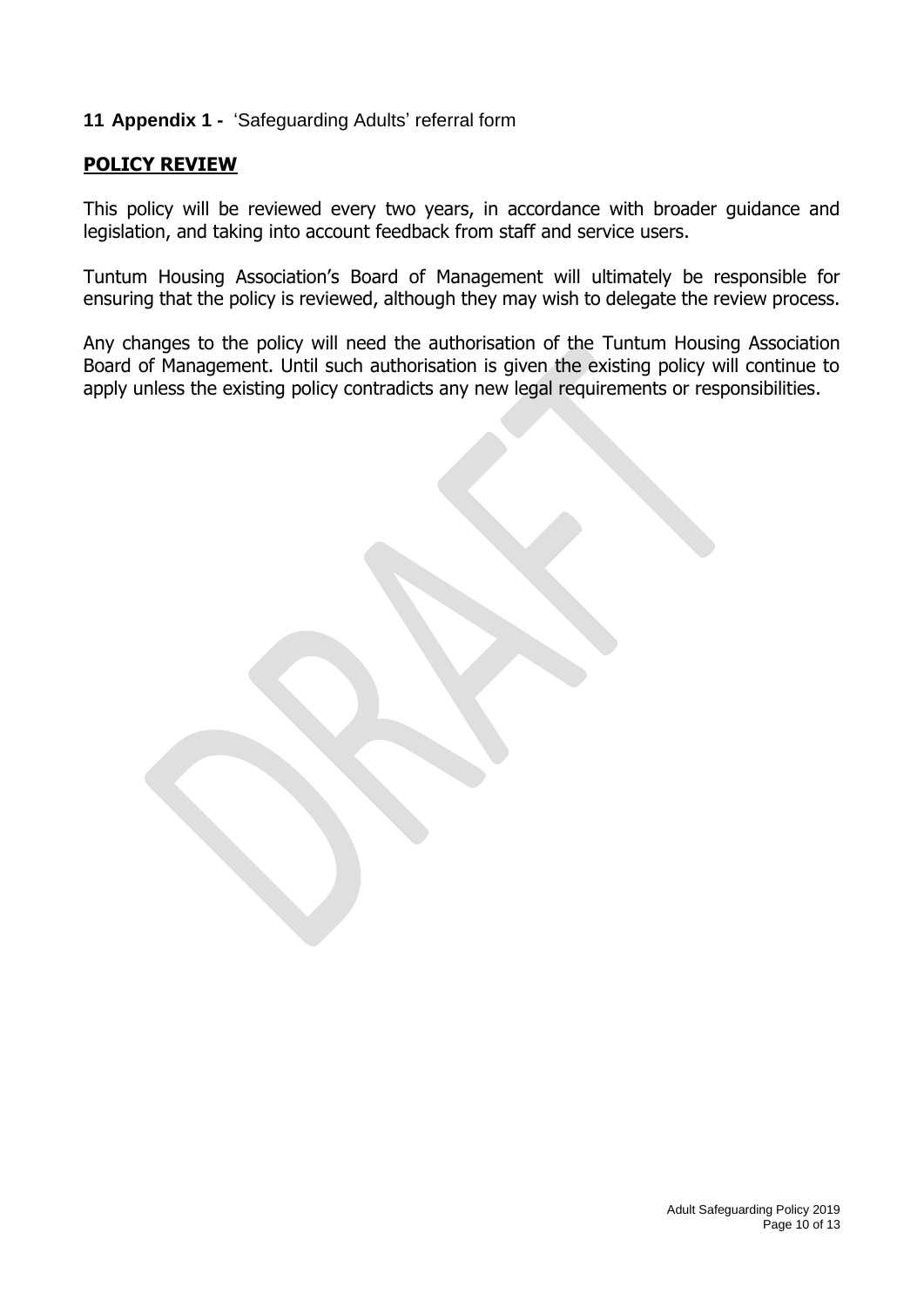## 11 Appendix 1 - 'Safeguarding Adults' referral form

## POLICY REVIEW

This policy will be reviewed every two years, in accordance with broader guidance and legislation, and taking into account feedback from staff and service users.

Tuntum Housing Association's Board of Management will ultimately be responsible for ensuring that the policy is reviewed, although they may wish to delegate the review process.

Any changes to the policy will need the authorisation of the Tuntum Housing Association Board of Management. Until such authorisation is given the existing policy will continue to apply unless the existing policy contradicts any new legal requirements or responsibilities.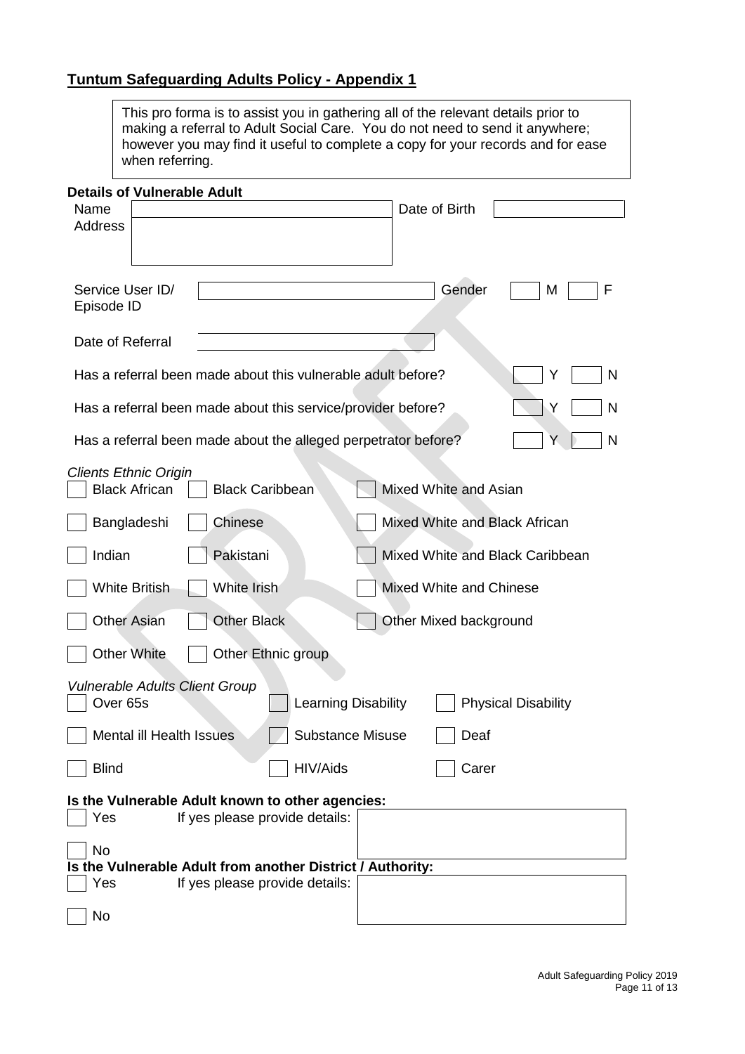## Tuntum Safeguarding Adults Policy - Appendix 1

> This pro forma is to assist you in gathering all of the relevant details prior to making a referral to Adult Social Care. You do not need to send it anywhere; however you may find it useful to complete a copy for your records and for ease when referring.

**Details of Vulnerable Adult**

Name ____________________ Date of Birth ____________

Address ____________________

Service User ID/ Episode ID ____________________ Gender ☐ M ☐ F

Date of Referral ____________________

Has a referral been made about this vulnerable adult before? ☐ Y ☐ N

Has a referral been made about this service/provider before? ☐ Y ☐ N

Has a referral been made about the alleged perpetrator before? ☐ Y ☐ N

*Clients Ethnic Origin*

| | | |
|---|---|---|
| ☐ Black African | ☐ Black Caribbean | ☐ Mixed White and Asian |
| ☐ Bangladeshi | ☐ Chinese | ☐ Mixed White and Black African |
| ☐ Indian | ☐ Pakistani | ☐ Mixed White and Black Caribbean |
| ☐ White British | ☐ White Irish | ☐ Mixed White and Chinese |
| ☐ Other Asian | ☐ Other Black | ☐ Other Mixed background |
| ☐ Other White | ☐ Other Ethnic group | |

*Vulnerable Adults Client Group*

| | | |
|---|---|---|
| ☐ Over 65s | ☐ Learning Disability | ☐ Physical Disability |
| ☐ Mental ill Health Issues | ☐ Substance Misuse | ☐ Deaf |
| ☐ Blind | ☐ HIV/Aids | ☐ Carer |

**Is the Vulnerable Adult known to other agencies:**

☐ Yes If yes please provide details: ____________________

☐ No

**Is the Vulnerable Adult from another District / Authority:**

☐ Yes If yes please provide details: ____________________

☐ No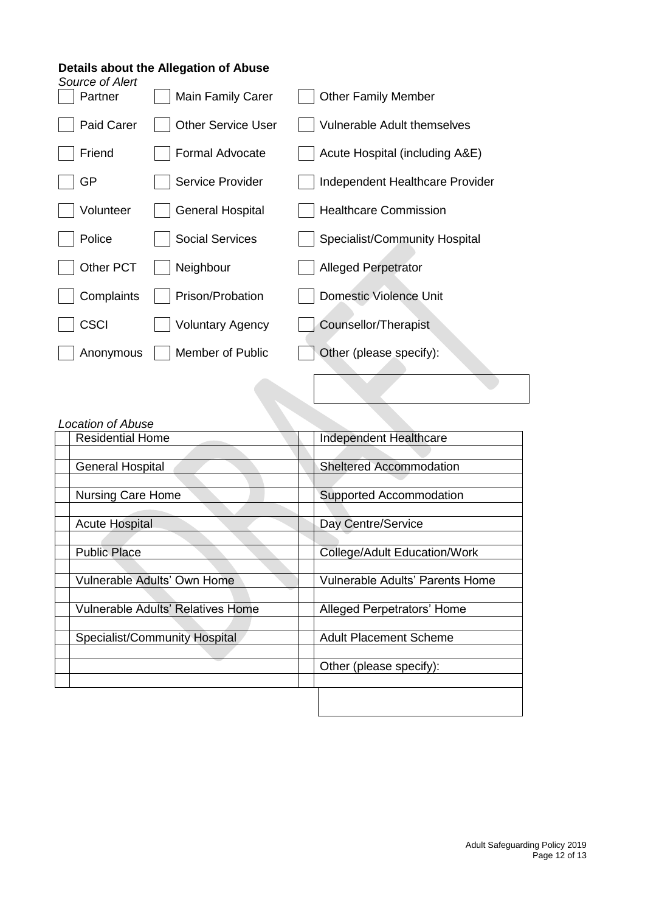**Details about the Allegation of Abuse**

*Source of Alert*

| | | |
|---|---|---|
| ☐ Partner | ☐ Main Family Carer | ☐ Other Family Member |
| ☐ Paid Carer | ☐ Other Service User | ☐ Vulnerable Adult themselves |
| ☐ Friend | ☐ Formal Advocate | ☐ Acute Hospital (including A&E) |
| ☐ GP | ☐ Service Provider | ☐ Independent Healthcare Provider |
| ☐ Volunteer | ☐ General Hospital | ☐ Healthcare Commission |
| ☐ Police | ☐ Social Services | ☐ Specialist/Community Hospital |
| ☐ Other PCT | ☐ Neighbour | ☐ Alleged Perpetrator |
| ☐ Complaints | ☐ Prison/Probation | ☐ Domestic Violence Unit |
| ☐ CSCI | ☐ Voluntary Agency | ☐ Counsellor/Therapist |
| ☐ Anonymous | ☐ Member of Public | ☐ Other (please specify): |

*Location of Abuse*

| | | | |
|---|---|---|---|
| | Residential Home | | Independent Healthcare |
| | General Hospital | | Sheltered Accommodation |
| | Nursing Care Home | | Supported Accommodation |
| | Acute Hospital | | Day Centre/Service |
| | Public Place | | College/Adult Education/Work |
| | Vulnerable Adults' Own Home | | Vulnerable Adults' Parents Home |
| | Vulnerable Adults' Relatives Home | | Alleged Perpetrators' Home |
| | Specialist/Community Hospital | | Adult Placement Scheme |
| | | | Other (please specify): |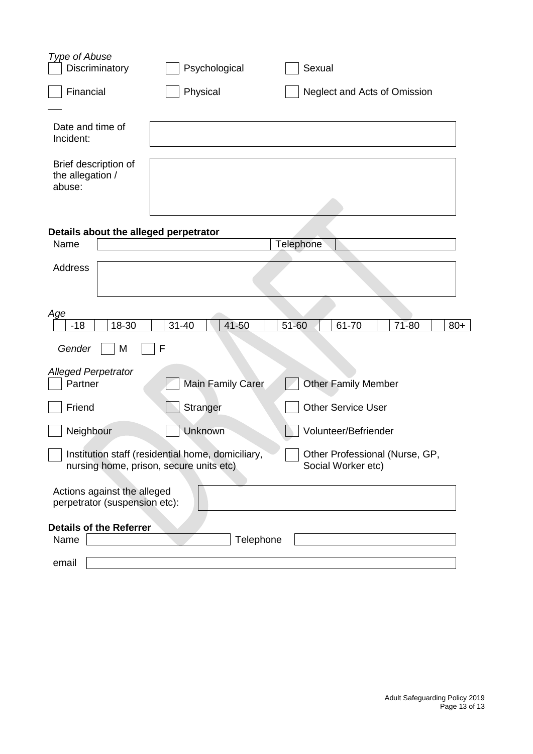*Type of Abuse*

- [ ] Discriminatory
- [ ] Psychological
- [ ] Sexual
- [ ] Financial
- [ ] Physical
- [ ] Neglect and Acts of Omission

| | |
|---|---|
| Date and time of Incident: | |
| Brief description of the allegation / abuse: | |

**Details about the alleged perpetrator**

| | | | |
|---|---|---|---|
| Name | | Telephone | |
| Address | | | |

*Age*

- [ ] -18
- [ ] 18-30
- [ ] 31-40
- [ ] 41-50
- [ ] 51-60
- [ ] 61-70
- [ ] 71-80
- [ ] 80+

*Gender*

- [ ] M
- [ ] F

*Alleged Perpetrator*

- [ ] Partner
- [ ] Main Family Carer
- [ ] Other Family Member
- [ ] Friend
- [ ] Stranger
- [ ] Other Service User
- [ ] Neighbour
- [ ] Unknown
- [ ] Volunteer/Befriender
- [ ] Institution staff (residential home, domiciliary, nursing home, prison, secure units etc)
- [ ] Other Professional (Nurse, GP, Social Worker etc)

| | |
|---|---|
| Actions against the alleged perpetrator (suspension etc): | |

**Details of the Referrer**

| | | | |
|---|---|---|---|
| Name | | Telephone | |
| email | | | |